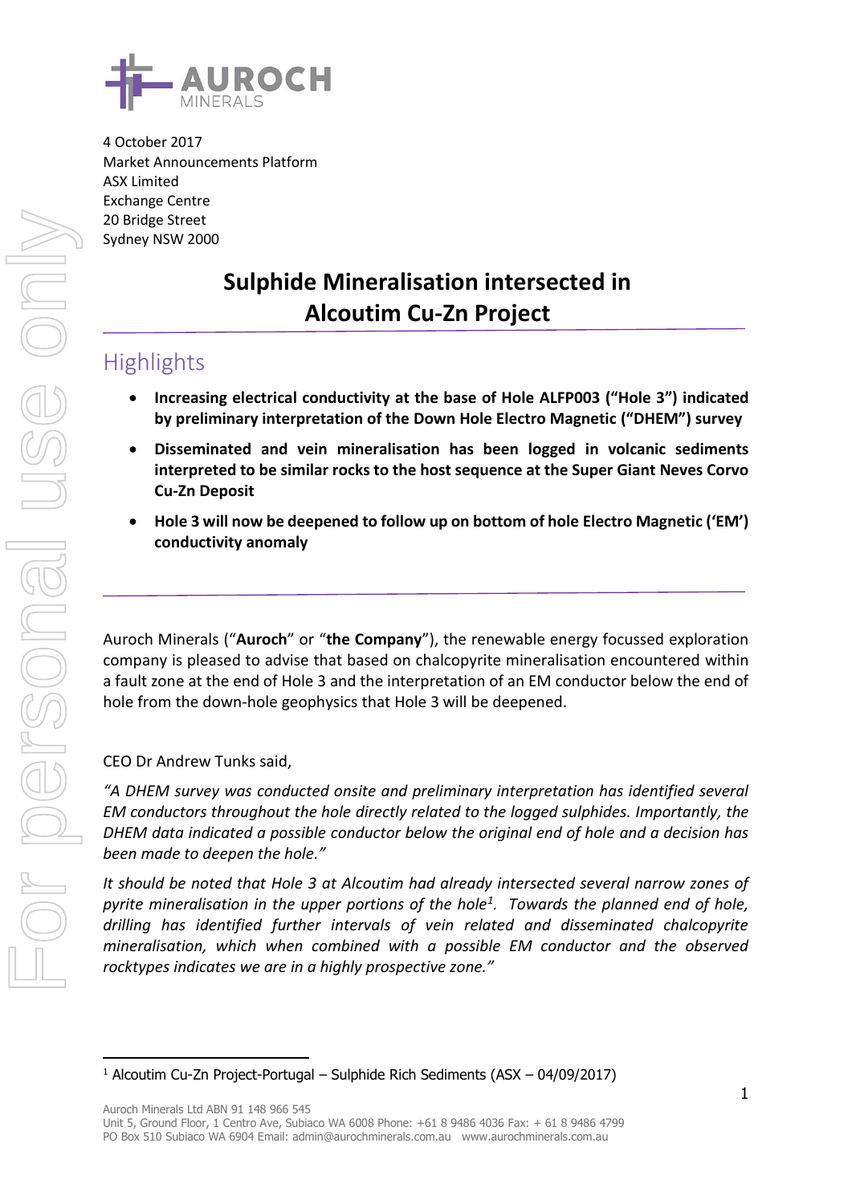4 October 2017
Market Announcements Platform
ASX Limited
Exchange Centre
20 Bridge Street
Sydney NSW 2000

# Sulphide Mineralisation intersected in Alcoutim Cu-Zn Project

## Highlights

- **Increasing electrical conductivity at the base of Hole ALFP003 ("Hole 3") indicated by preliminary interpretation of the Down Hole Electro Magnetic ("DHEM") survey**
- **Disseminated and vein mineralisation has been logged in volcanic sediments interpreted to be similar rocks to the host sequence at the Super Giant Neves Corvo Cu-Zn Deposit**
- **Hole 3 will now be deepened to follow up on bottom of hole Electro Magnetic ('EM') conductivity anomaly**

Auroch Minerals ("**Auroch**" or "**the Company**"), the renewable energy focussed exploration company is pleased to advise that based on chalcopyrite mineralisation encountered within a fault zone at the end of Hole 3 and the interpretation of an EM conductor below the end of hole from the down-hole geophysics that Hole 3 will be deepened.

CEO Dr Andrew Tunks said,

*"A DHEM survey was conducted onsite and preliminary interpretation has identified several EM conductors throughout the hole directly related to the logged sulphides. Importantly, the DHEM data indicated a possible conductor below the original end of hole and a decision has been made to deepen the hole."*

*It should be noted that Hole 3 at Alcoutim had already intersected several narrow zones of pyrite mineralisation in the upper portions of the hole[1]. Towards the planned end of hole, drilling has identified further intervals of vein related and disseminated chalcopyrite mineralisation, which when combined with a possible EM conductor and the observed rocktypes indicates we are in a highly prospective zone."*

[1] Alcoutim Cu-Zn Project-Portugal – Sulphide Rich Sediments (ASX – 04/09/2017)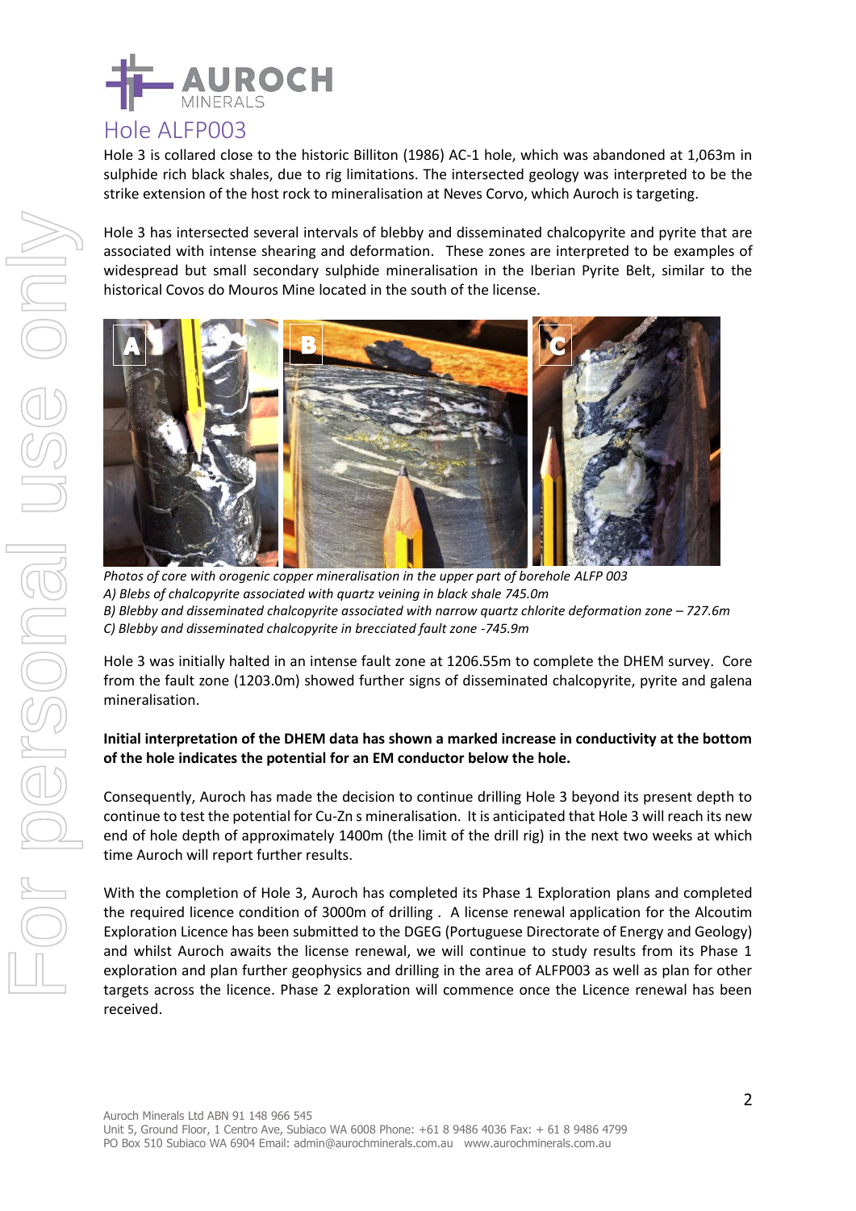## Hole ALFP003

Hole 3 is collared close to the historic Billiton (1986) AC-1 hole, which was abandoned at 1,063m in sulphide rich black shales, due to rig limitations. The intersected geology was interpreted to be the strike extension of the host rock to mineralisation at Neves Corvo, which Auroch is targeting.

Hole 3 has intersected several intervals of blebby and disseminated chalcopyrite and pyrite that are associated with intense shearing and deformation. These zones are interpreted to be examples of widespread but small secondary sulphide mineralisation in the Iberian Pyrite Belt, similar to the historical Covos do Mouros Mine located in the south of the license.

*Photos of core with orogenic copper mineralisation in the upper part of borehole ALFP 003*
*A) Blebs of chalcopyrite associated with quartz veining in black shale 745.0m*
*B) Blebby and disseminated chalcopyrite associated with narrow quartz chlorite deformation zone – 727.6m*
*C) Blebby and disseminated chalcopyrite in brecciated fault zone -745.9m*

Hole 3 was initially halted in an intense fault zone at 1206.55m to complete the DHEM survey. Core from the fault zone (1203.0m) showed further signs of disseminated chalcopyrite, pyrite and galena mineralisation.

**Initial interpretation of the DHEM data has shown a marked increase in conductivity at the bottom of the hole indicates the potential for an EM conductor below the hole.**

Consequently, Auroch has made the decision to continue drilling Hole 3 beyond its present depth to continue to test the potential for Cu-Zn s mineralisation. It is anticipated that Hole 3 will reach its new end of hole depth of approximately 1400m (the limit of the drill rig) in the next two weeks at which time Auroch will report further results.

With the completion of Hole 3, Auroch has completed its Phase 1 Exploration plans and completed the required licence condition of 3000m of drilling . A license renewal application for the Alcoutim Exploration Licence has been submitted to the DGEG (Portuguese Directorate of Energy and Geology) and whilst Auroch awaits the license renewal, we will continue to study results from its Phase 1 exploration and plan further geophysics and drilling in the area of ALFP003 as well as plan for other targets across the licence. Phase 2 exploration will commence once the Licence renewal has been received.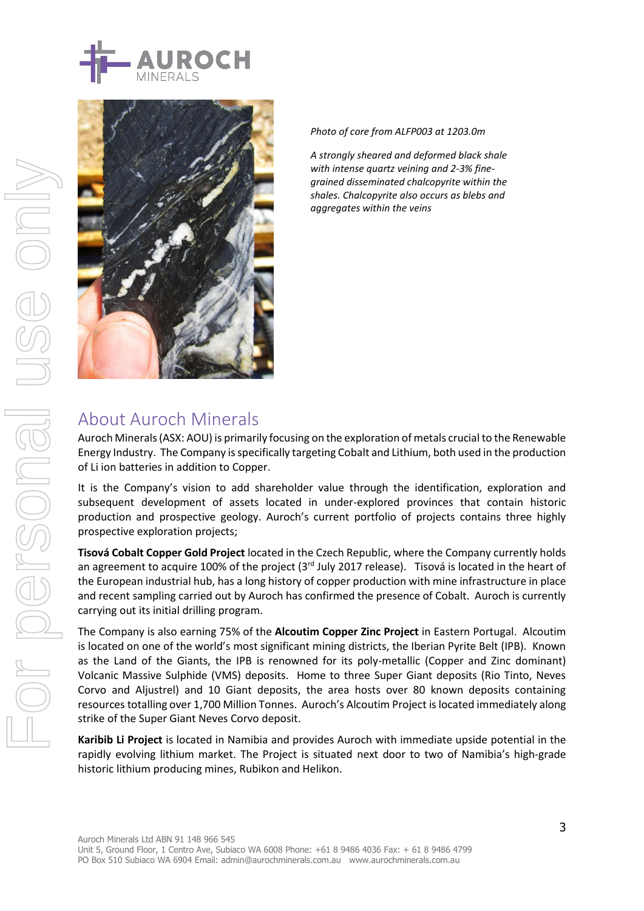*Photo of core from ALFP003 at 1203.0m*

*A strongly sheared and deformed black shale with intense quartz veining and 2-3% fine-grained disseminated chalcopyrite within the shales. Chalcopyrite also occurs as blebs and aggregates within the veins*

## About Auroch Minerals

Auroch Minerals (ASX: AOU) is primarily focusing on the exploration of metals crucial to the Renewable Energy Industry. The Company is specifically targeting Cobalt and Lithium, both used in the production of Li ion batteries in addition to Copper.

It is the Company's vision to add shareholder value through the identification, exploration and subsequent development of assets located in under-explored provinces that contain historic production and prospective geology. Auroch's current portfolio of projects contains three highly prospective exploration projects;

**Tisová Cobalt Copper Gold Project** located in the Czech Republic, where the Company currently holds an agreement to acquire 100% of the project (3rd July 2017 release). Tisová is located in the heart of the European industrial hub, has a long history of copper production with mine infrastructure in place and recent sampling carried out by Auroch has confirmed the presence of Cobalt. Auroch is currently carrying out its initial drilling program.

The Company is also earning 75% of the **Alcoutim Copper Zinc Project** in Eastern Portugal. Alcoutim is located on one of the world's most significant mining districts, the Iberian Pyrite Belt (IPB). Known as the Land of the Giants, the IPB is renowned for its poly-metallic (Copper and Zinc dominant) Volcanic Massive Sulphide (VMS) deposits. Home to three Super Giant deposits (Rio Tinto, Neves Corvo and Aljustrel) and 10 Giant deposits, the area hosts over 80 known deposits containing resources totalling over 1,700 Million Tonnes. Auroch's Alcoutim Project is located immediately along strike of the Super Giant Neves Corvo deposit.

**Karibib Li Project** is located in Namibia and provides Auroch with immediate upside potential in the rapidly evolving lithium market. The Project is situated next door to two of Namibia's high-grade historic lithium producing mines, Rubikon and Helikon.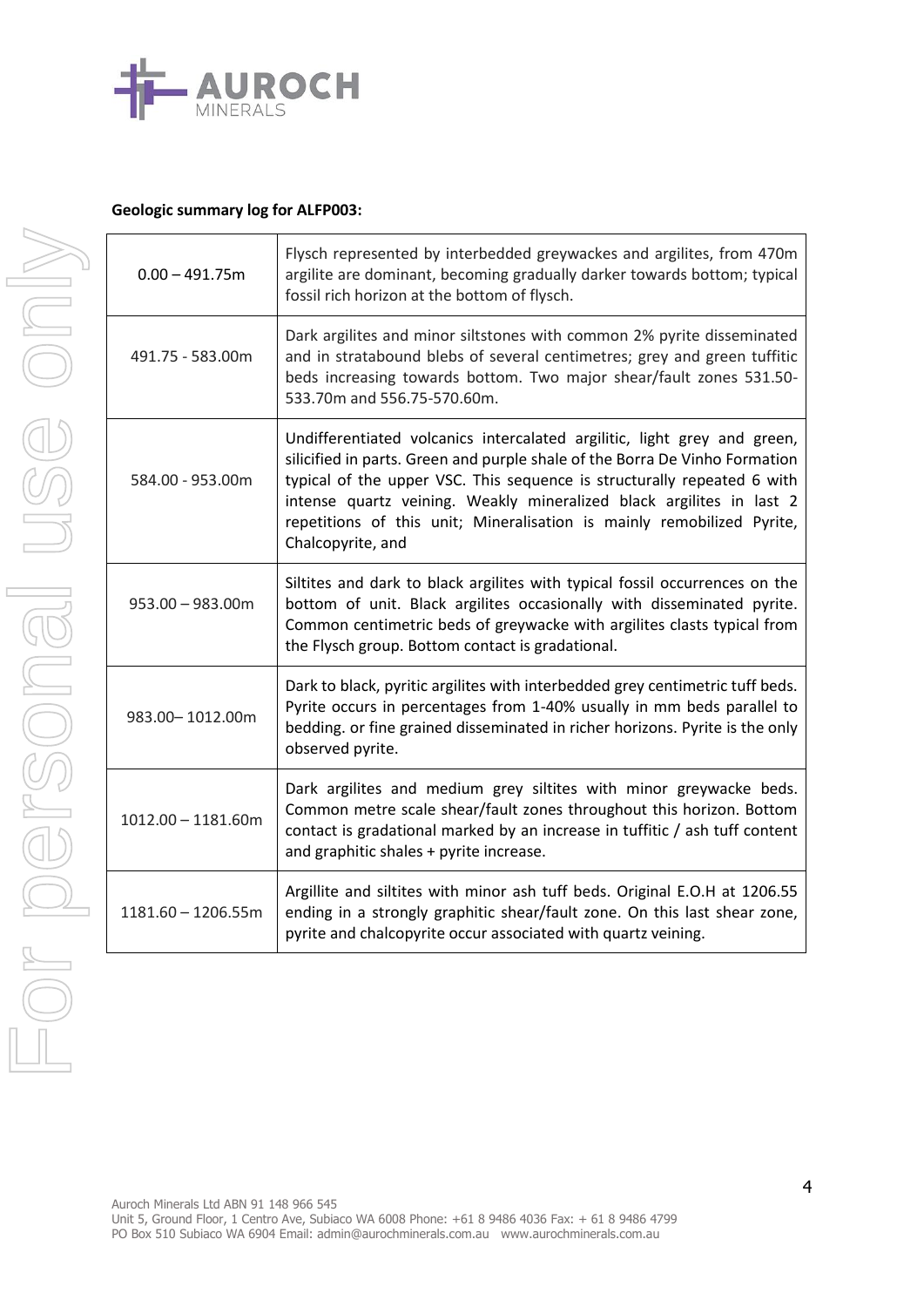**Geologic summary log for ALFP003:**

| | |
|---|---|
| 0.00 – 491.75m | Flysch represented by interbedded greywackes and argilites, from 470m argilite are dominant, becoming gradually darker towards bottom; typical fossil rich horizon at the bottom of flysch. |
| 491.75 - 583.00m | Dark argilites and minor siltstones with common 2% pyrite disseminated and in stratabound blebs of several centimetres; grey and green tuffitic beds increasing towards bottom. Two major shear/fault zones 531.50-533.70m and 556.75-570.60m. |
| 584.00 - 953.00m | Undifferentiated volcanics intercalated argilitic, light grey and green, silicified in parts. Green and purple shale of the Borra De Vinho Formation typical of the upper VSC. This sequence is structurally repeated 6 with intense quartz veining. Weakly mineralized black argilites in last 2 repetitions of this unit; Mineralisation is mainly remobilized Pyrite, Chalcopyrite, and |
| 953.00 – 983.00m | Siltites and dark to black argilites with typical fossil occurrences on the bottom of unit. Black argilites occasionally with disseminated pyrite. Common centimetric beds of greywacke with argilites clasts typical from the Flysch group. Bottom contact is gradational. |
| 983.00– 1012.00m | Dark to black, pyritic argilites with interbedded grey centimetric tuff beds. Pyrite occurs in percentages from 1-40% usually in mm beds parallel to bedding. or fine grained disseminated in richer horizons. Pyrite is the only observed pyrite. |
| 1012.00 – 1181.60m | Dark argilites and medium grey siltites with minor greywacke beds. Common metre scale shear/fault zones throughout this horizon. Bottom contact is gradational marked by an increase in tuffitic / ash tuff content and graphitic shales + pyrite increase. |
| 1181.60 – 1206.55m | Argillite and siltites with minor ash tuff beds. Original E.O.H at 1206.55 ending in a strongly graphitic shear/fault zone. On this last shear zone, pyrite and chalcopyrite occur associated with quartz veining. |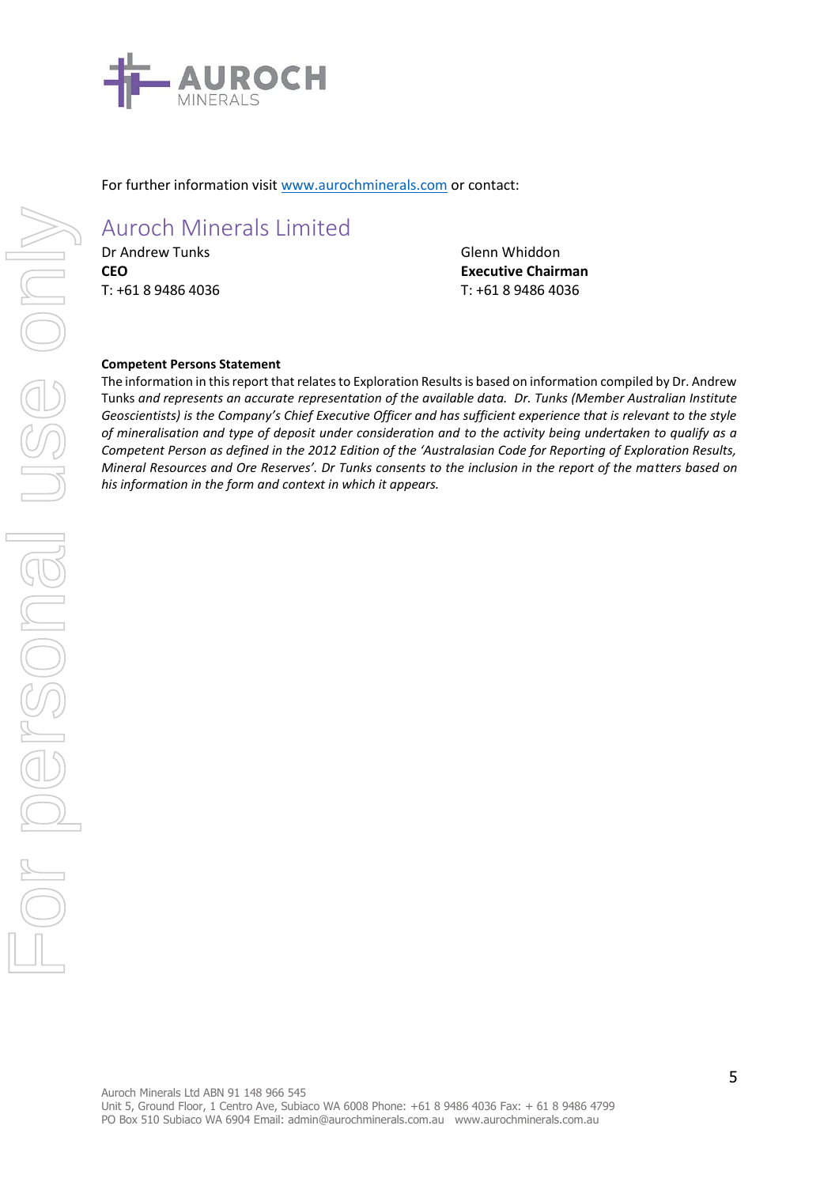For further information visit www.aurochminerals.com or contact:

## Auroch Minerals Limited

Dr Andrew Tunks
**CEO**
T: +61 8 9486 4036

Glenn Whiddon
**Executive Chairman**
T: +61 8 9486 4036

**Competent Persons Statement**

The information in this report that relates to Exploration Results is based on information compiled by Dr. Andrew Tunks *and represents an accurate representation of the available data. Dr. Tunks (Member Australian Institute Geoscientists) is the Company's Chief Executive Officer and has sufficient experience that is relevant to the style of mineralisation and type of deposit under consideration and to the activity being undertaken to qualify as a Competent Person as defined in the 2012 Edition of the 'Australasian Code for Reporting of Exploration Results, Mineral Resources and Ore Reserves'. Dr Tunks consents to the inclusion in the report of the matters based on his information in the form and context in which it appears.*

Auroch Minerals Ltd ABN 91 148 966 545
Unit 5, Ground Floor, 1 Centro Ave, Subiaco WA 6008 Phone: +61 8 9486 4036 Fax: + 61 8 9486 4799
PO Box 510 Subiaco WA 6904 Email: admin@aurochminerals.com.au www.aurochminerals.com.au